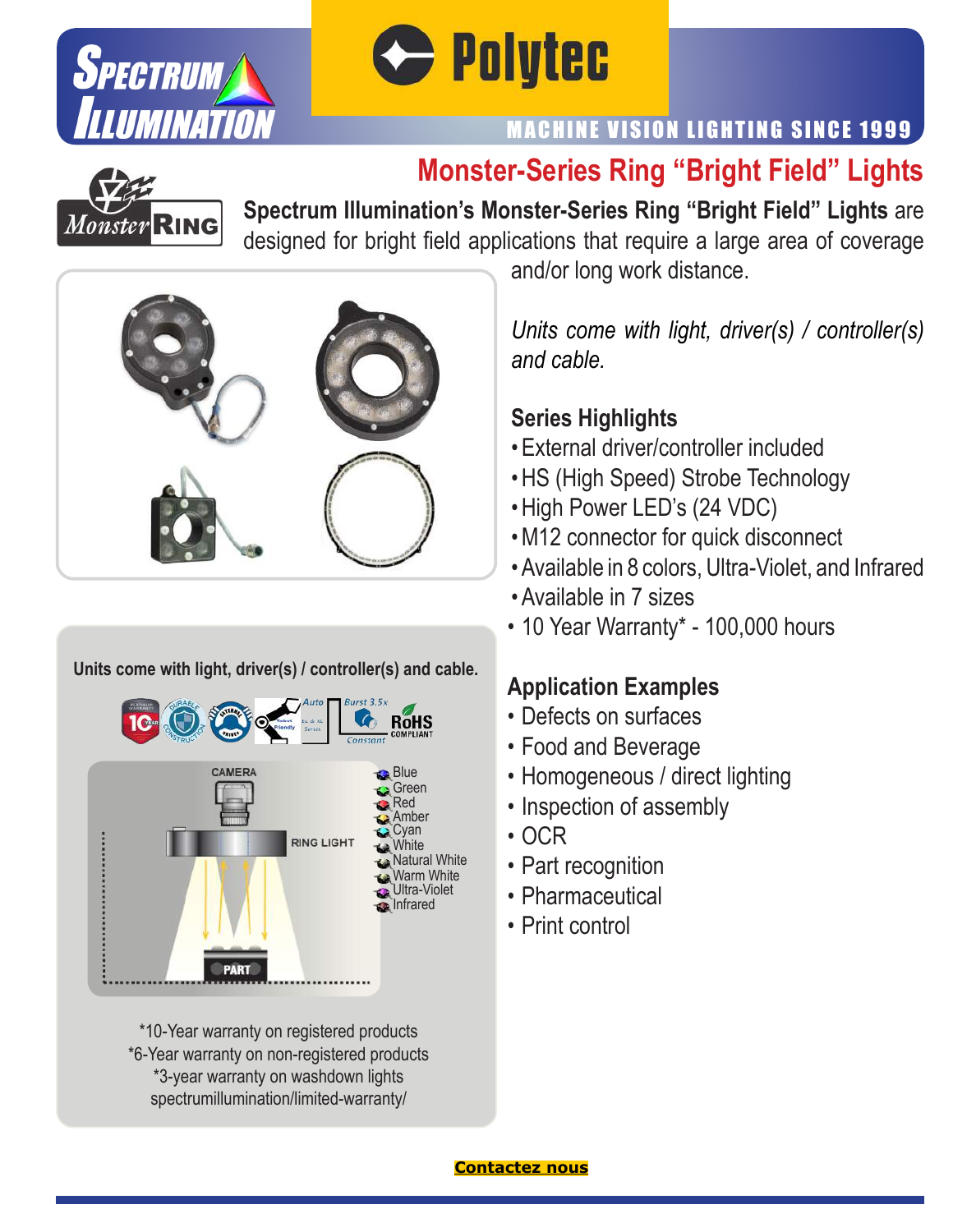# Monster-Series Ring "Bright Field" Lights

**Spectrum Illumination's Monster-Series Ring "Bright Field" Lights** are designed for bright field applications that require a large area of coverage and/or long work distance.

*Units come with light, driver(s) / controller(s) and cable.*

## Series Highlights

- External driver/controller included
- HS (High Speed) Strobe Technology
- High Power LED's (24 VDC)
- M12 connector for quick disconnect
- Available in 8 colors, Ultra-Violet, and Infrared
- Available in 7 sizes
- 10 Year Warranty* - 100,000 hours

## Application Examples

- Defects on surfaces
- Food and Beverage
- Homogeneous / direct lighting
- Inspection of assembly
- OCR
- Part recognition
- Pharmaceutical
- Print control

**Units come with light, driver(s) / controller(s) and cable.**

CAMERA

RING LIGHT

PART

- Blue
- Green
- Red
- Amber
- Cyan
- White
- Natural White
- Warm White
- Ultra-Violet
- Infrared

*10-Year warranty on registered products
*6-Year warranty on non-registered products
*3-year warranty on washdown lights
spectrumillumination/limited-warranty/

**Contactez nous**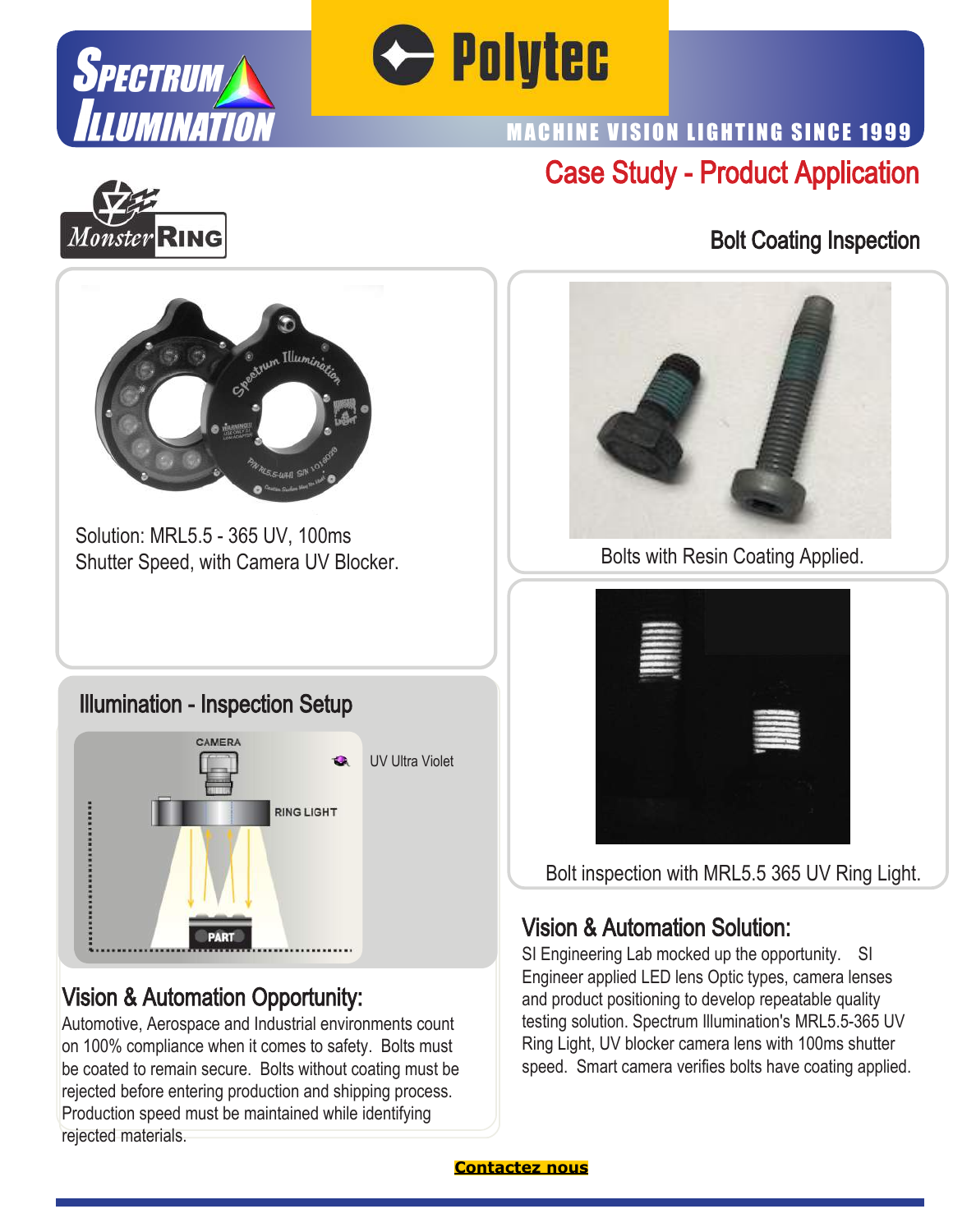Spectrum Illumination

Polytec

MACHINE VISION LIGHTING SINCE 1999

# Case Study - Product Application

## Bolt Coating Inspection

Solution: MRL5.5 - 365 UV, 100ms Shutter Speed, with Camera UV Blocker.

Bolts with Resin Coating Applied.

Bolt inspection with MRL5.5 365 UV Ring Light.

## Illumination - Inspection Setup

UV Ultra Violet

## Vision & Automation Opportunity:

Automotive, Aerospace and Industrial environments count on 100% compliance when it comes to safety. Bolts must be coated to remain secure. Bolts without coating must be rejected before entering production and shipping process. Production speed must be maintained while identifying rejected materials.

## Vision & Automation Solution:

SI Engineering Lab mocked up the opportunity. SI Engineer applied LED lens Optic types, camera lenses and product positioning to develop repeatable quality testing solution. Spectrum Illumination's MRL5.5-365 UV Ring Light, UV blocker camera lens with 100ms shutter speed. Smart camera verifies bolts have coating applied.

**Contactez nous**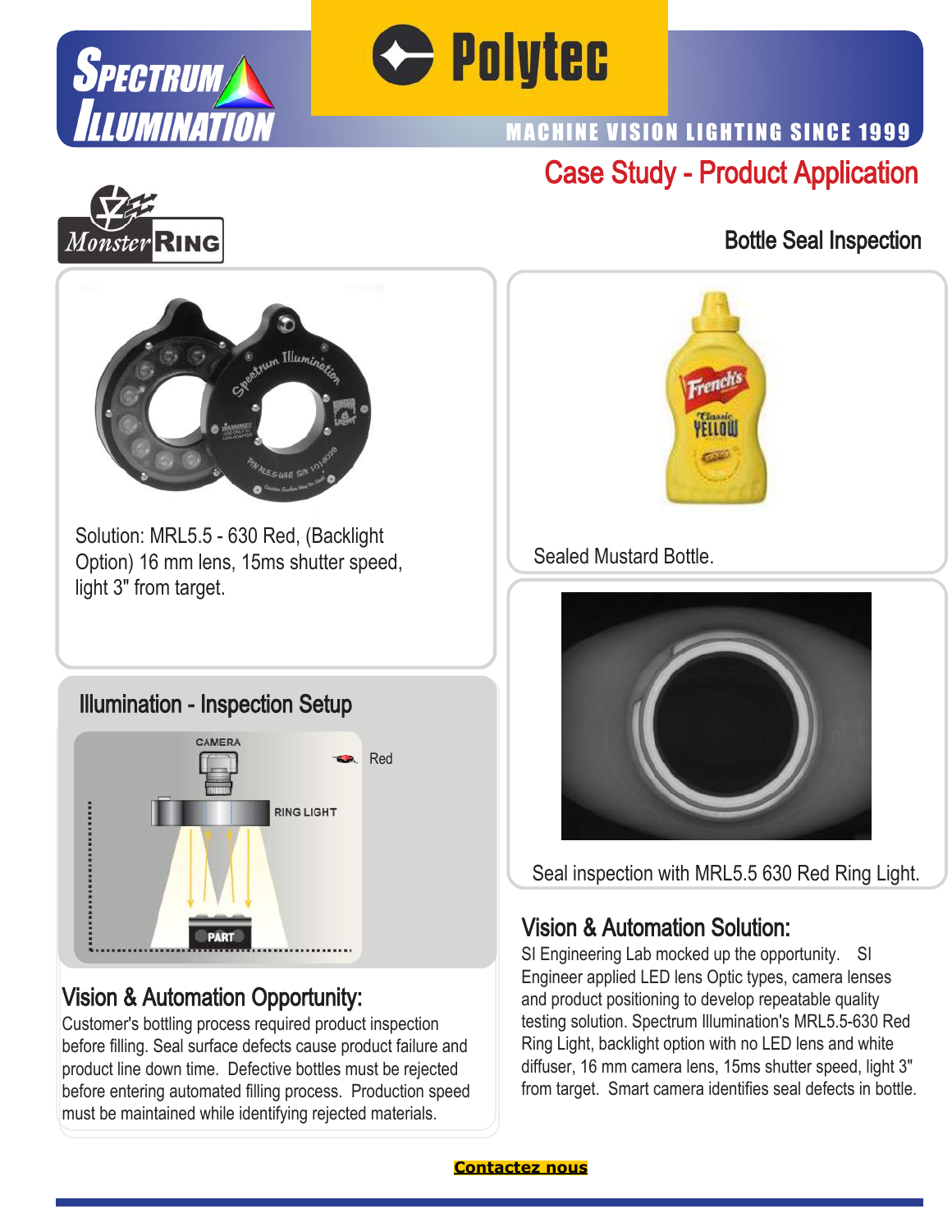MACHINE VISION LIGHTING SINCE 1999

# Case Study - Product Application

## Bottle Seal Inspection

Solution: MRL5.5 - 630 Red, (Backlight Option) 16 mm lens, 15ms shutter speed, light 3" from target.

Sealed Mustard Bottle.

Seal inspection with MRL5.5 630 Red Ring Light.

## Illumination - Inspection Setup

CAMERA

RING LIGHT

PART

Red

## Vision & Automation Opportunity:

Customer's bottling process required product inspection before filling. Seal surface defects cause product failure and product line down time. Defective bottles must be rejected before entering automated filling process. Production speed must be maintained while identifying rejected materials.

## Vision & Automation Solution:

SI Engineering Lab mocked up the opportunity. SI Engineer applied LED lens Optic types, camera lenses and product positioning to develop repeatable quality testing solution. Spectrum Illumination's MRL5.5-630 Red Ring Light, backlight option with no LED lens and white diffuser, 16 mm camera lens, 15ms shutter speed, light 3" from target. Smart camera identifies seal defects in bottle.

**Contactez nous**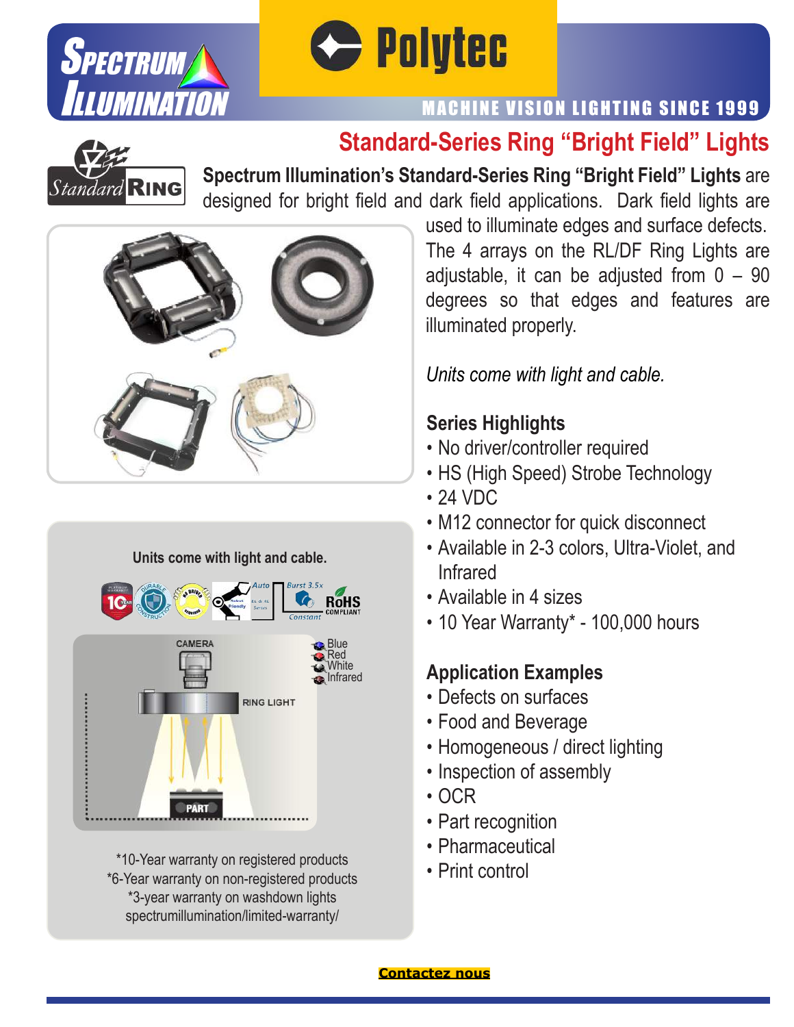## Standard-Series Ring "Bright Field" Lights

**Spectrum Illumination's Standard-Series Ring "Bright Field" Lights** are designed for bright field and dark field applications. Dark field lights are used to illuminate edges and surface defects. The 4 arrays on the RL/DF Ring Lights are adjustable, it can be adjusted from 0 – 90 degrees so that edges and features are illuminated properly.

*Units come with light and cable.*

### Series Highlights

- No driver/controller required
- HS (High Speed) Strobe Technology
- 24 VDC
- M12 connector for quick disconnect
- Available in 2-3 colors, Ultra-Violet, and Infrared
- Available in 4 sizes
- 10 Year Warranty* - 100,000 hours

### Application Examples

- Defects on surfaces
- Food and Beverage
- Homogeneous / direct lighting
- Inspection of assembly
- OCR
- Part recognition
- Pharmaceutical
- Print control

**Units come with light and cable.**

CAMERA

RING LIGHT

PART

Blue
Red
White
Infrared

*10-Year warranty on registered products
*6-Year warranty on non-registered products
*3-year warranty on washdown lights
spectrumillumination/limited-warranty/

**Contactez nous**